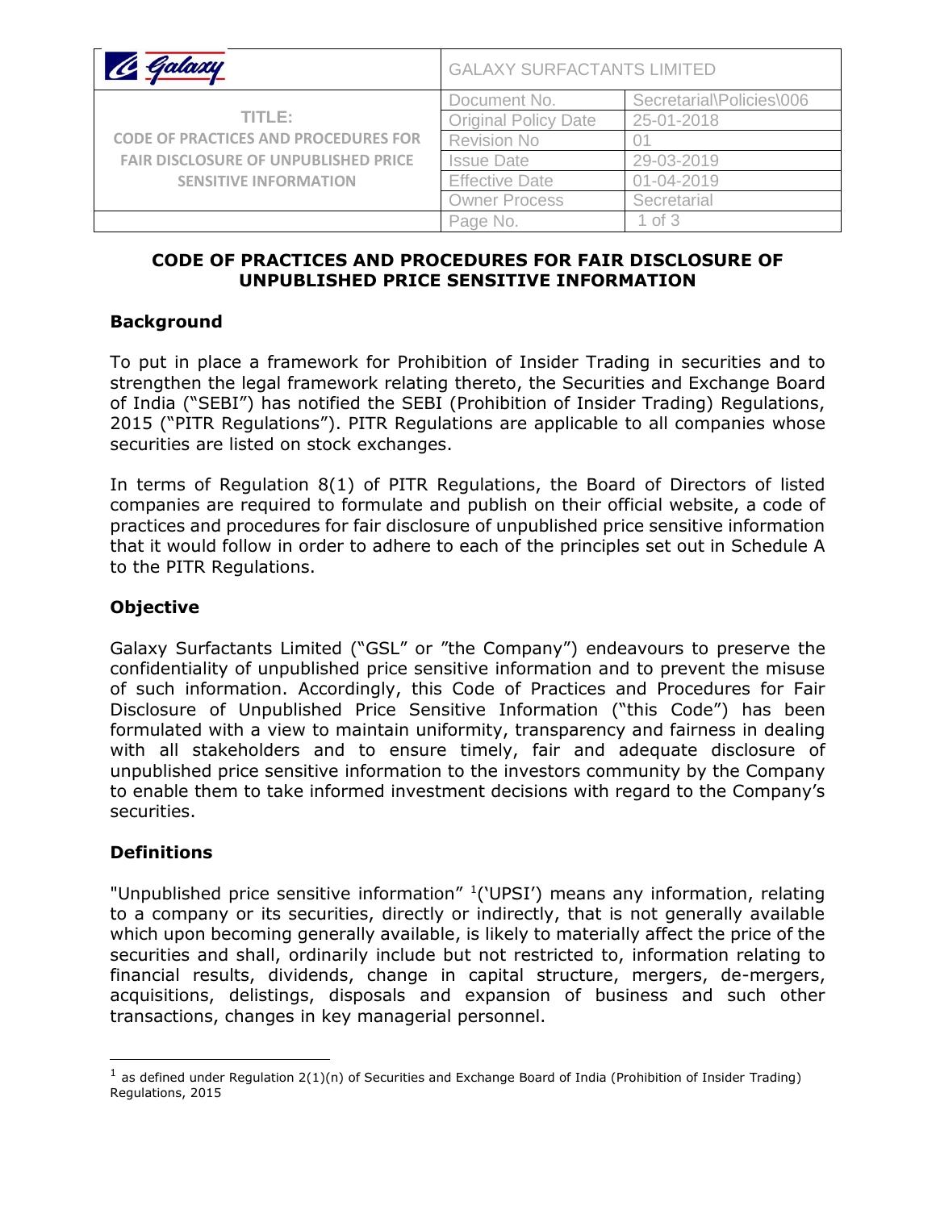| Galaxy | GALAXY SURFACTANTS LIMITED | |
|---|---|---|
| TITLE: CODE OF PRACTICES AND PROCEDURES FOR FAIR DISCLOSURE OF UNPUBLISHED PRICE SENSITIVE INFORMATION | Document No. | Secretarial\Policies\006 |
| | Original Policy Date | 25-01-2018 |
| | Revision No | 01 |
| | Issue Date | 29-03-2019 |
| | Effective Date | 01-04-2019 |
| | Owner Process | Secretarial |

# CODE OF PRACTICES AND PROCEDURES FOR FAIR DISCLOSURE OF UNPUBLISHED PRICE SENSITIVE INFORMATION

## Background

To put in place a framework for Prohibition of Insider Trading in securities and to strengthen the legal framework relating thereto, the Securities and Exchange Board of India ("SEBI") has notified the SEBI (Prohibition of Insider Trading) Regulations, 2015 ("PITR Regulations"). PITR Regulations are applicable to all companies whose securities are listed on stock exchanges.

In terms of Regulation 8(1) of PITR Regulations, the Board of Directors of listed companies are required to formulate and publish on their official website, a code of practices and procedures for fair disclosure of unpublished price sensitive information that it would follow in order to adhere to each of the principles set out in Schedule A to the PITR Regulations.

## Objective

Galaxy Surfactants Limited ("GSL" or "the Company") endeavours to preserve the confidentiality of unpublished price sensitive information and to prevent the misuse of such information. Accordingly, this Code of Practices and Procedures for Fair Disclosure of Unpublished Price Sensitive Information ("this Code") has been formulated with a view to maintain uniformity, transparency and fairness in dealing with all stakeholders and to ensure timely, fair and adequate disclosure of unpublished price sensitive information to the investors community by the Company to enable them to take informed investment decisions with regard to the Company's securities.

## Definitions

"Unpublished price sensitive information" [1]('UPSI') means any information, relating to a company or its securities, directly or indirectly, that is not generally available which upon becoming generally available, is likely to materially affect the price of the securities and shall, ordinarily include but not restricted to, information relating to financial results, dividends, change in capital structure, mergers, de-mergers, acquisitions, delistings, disposals and expansion of business and such other transactions, changes in key managerial personnel.

---

[1] as defined under Regulation 2(1)(n) of Securities and Exchange Board of India (Prohibition of Insider Trading) Regulations, 2015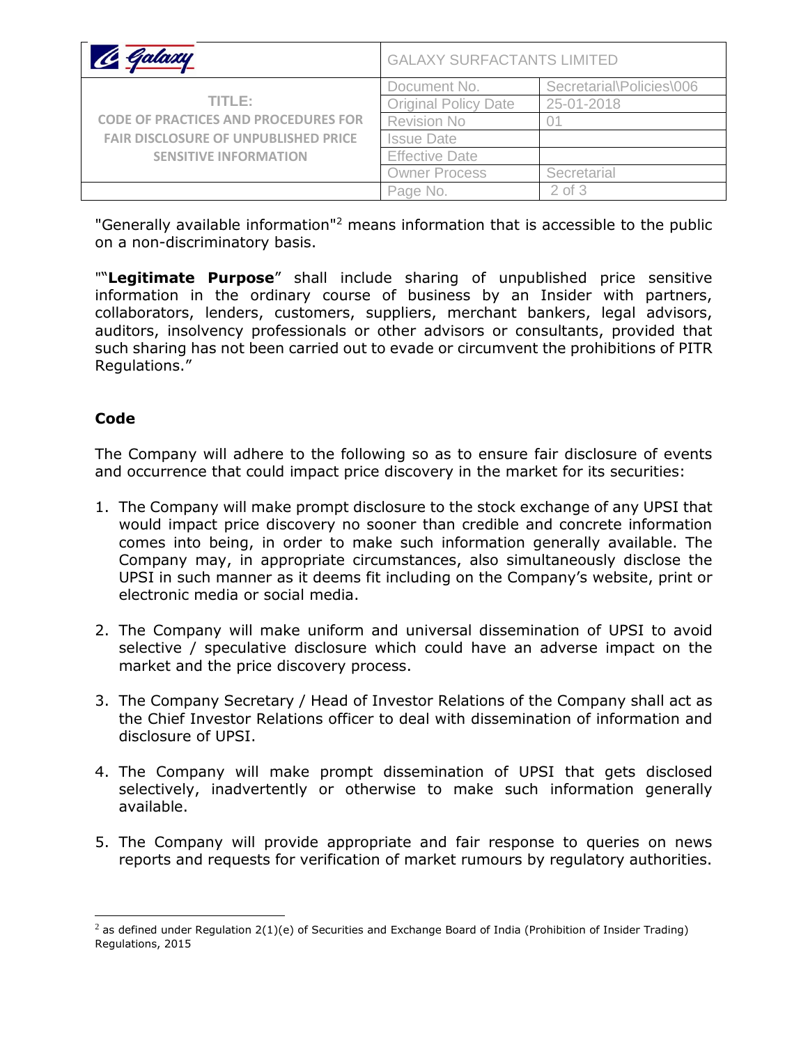"Generally available information"[2] means information that is accessible to the public on a non-discriminatory basis.

""**Legitimate Purpose**" shall include sharing of unpublished price sensitive information in the ordinary course of business by an Insider with partners, collaborators, lenders, customers, suppliers, merchant bankers, legal advisors, auditors, insolvency professionals or other advisors or consultants, provided that such sharing has not been carried out to evade or circumvent the prohibitions of PITR Regulations."

**Code**

The Company will adhere to the following so as to ensure fair disclosure of events and occurrence that could impact price discovery in the market for its securities:

1. The Company will make prompt disclosure to the stock exchange of any UPSI that would impact price discovery no sooner than credible and concrete information comes into being, in order to make such information generally available. The Company may, in appropriate circumstances, also simultaneously disclose the UPSI in such manner as it deems fit including on the Company's website, print or electronic media or social media.

2. The Company will make uniform and universal dissemination of UPSI to avoid selective / speculative disclosure which could have an adverse impact on the market and the price discovery process.

3. The Company Secretary / Head of Investor Relations of the Company shall act as the Chief Investor Relations officer to deal with dissemination of information and disclosure of UPSI.

4. The Company will make prompt dissemination of UPSI that gets disclosed selectively, inadvertently or otherwise to make such information generally available.

5. The Company will provide appropriate and fair response to queries on news reports and requests for verification of market rumours by regulatory authorities.

[2] as defined under Regulation 2(1)(e) of Securities and Exchange Board of India (Prohibition of Insider Trading) Regulations, 2015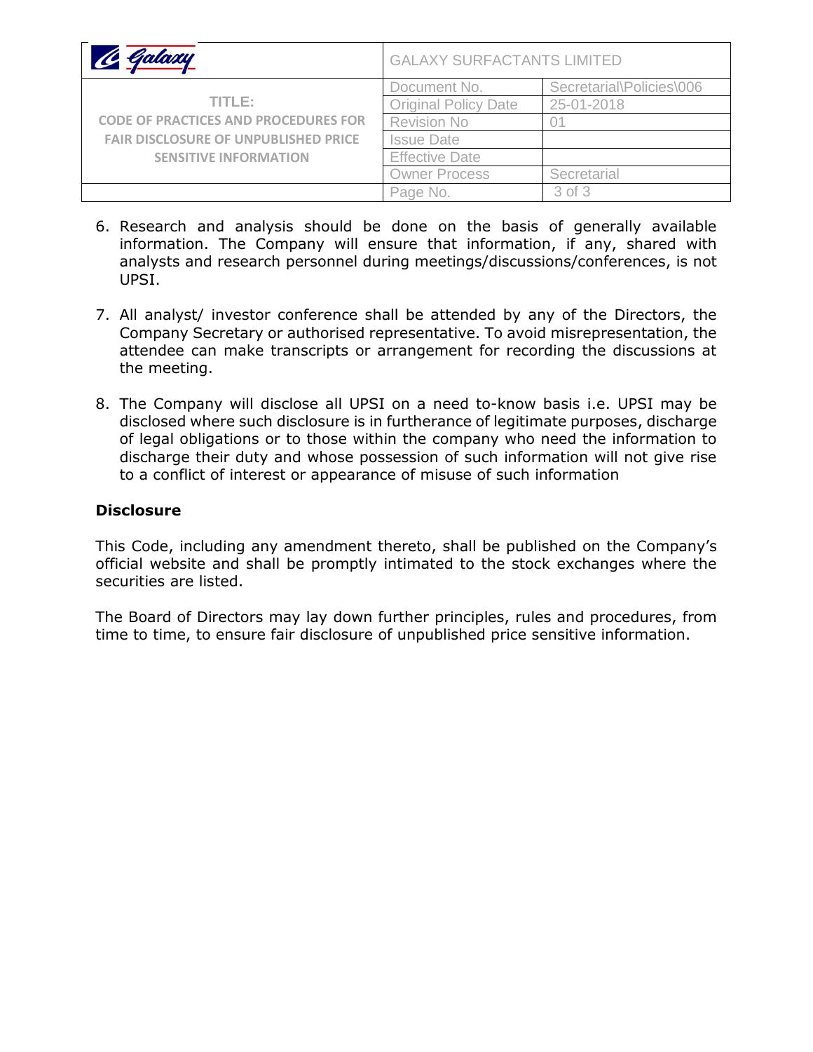6. Research and analysis should be done on the basis of generally available information. The Company will ensure that information, if any, shared with analysts and research personnel during meetings/discussions/conferences, is not UPSI.

7. All analyst/ investor conference shall be attended by any of the Directors, the Company Secretary or authorised representative. To avoid misrepresentation, the attendee can make transcripts or arrangement for recording the discussions at the meeting.

8. The Company will disclose all UPSI on a need to-know basis i.e. UPSI may be disclosed where such disclosure is in furtherance of legitimate purposes, discharge of legal obligations or to those within the company who need the information to discharge their duty and whose possession of such information will not give rise to a conflict of interest or appearance of misuse of such information

**Disclosure**

This Code, including any amendment thereto, shall be published on the Company's official website and shall be promptly intimated to the stock exchanges where the securities are listed.

The Board of Directors may lay down further principles, rules and procedures, from time to time, to ensure fair disclosure of unpublished price sensitive information.